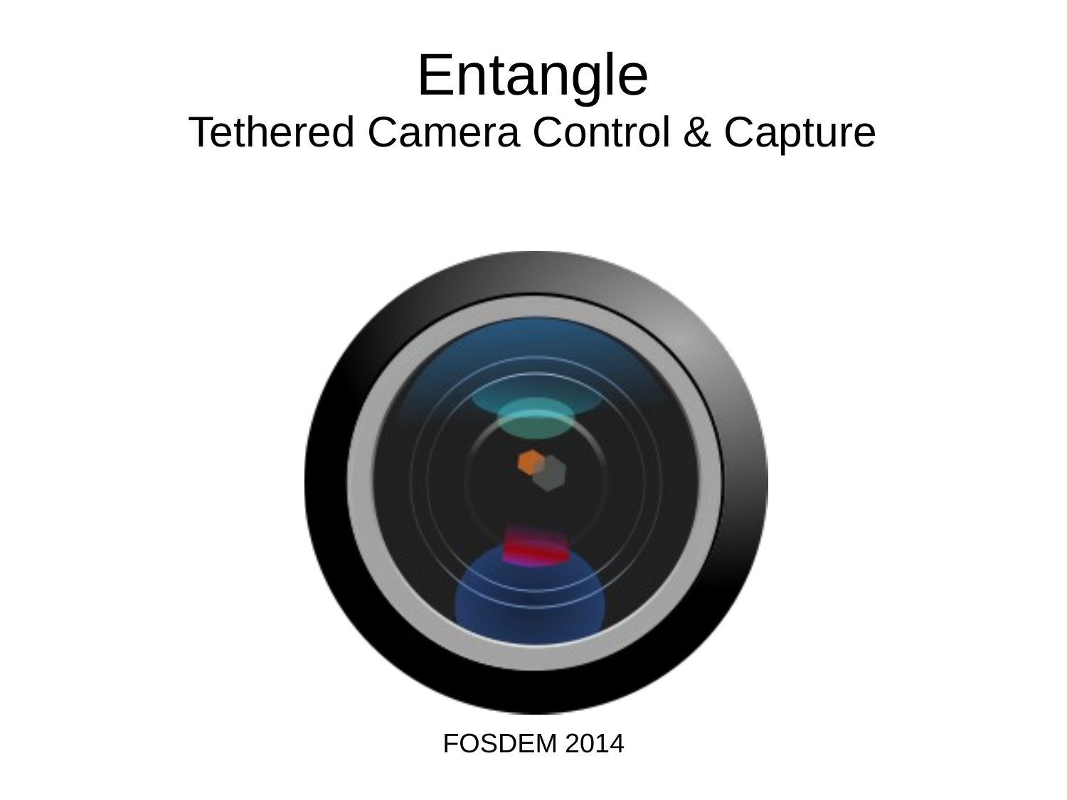# Entangle

## Tethered Camera Control & Capture

FOSDEM 2014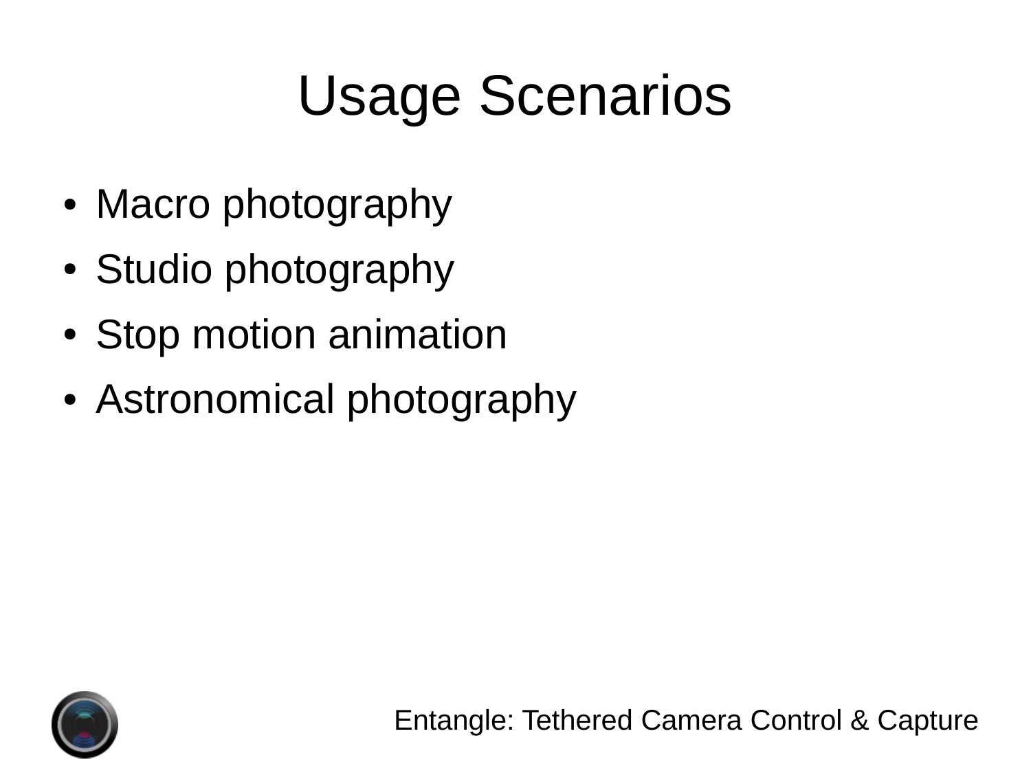# Usage Scenarios

- Macro photography
- Studio photography
- Stop motion animation
- Astronomical photography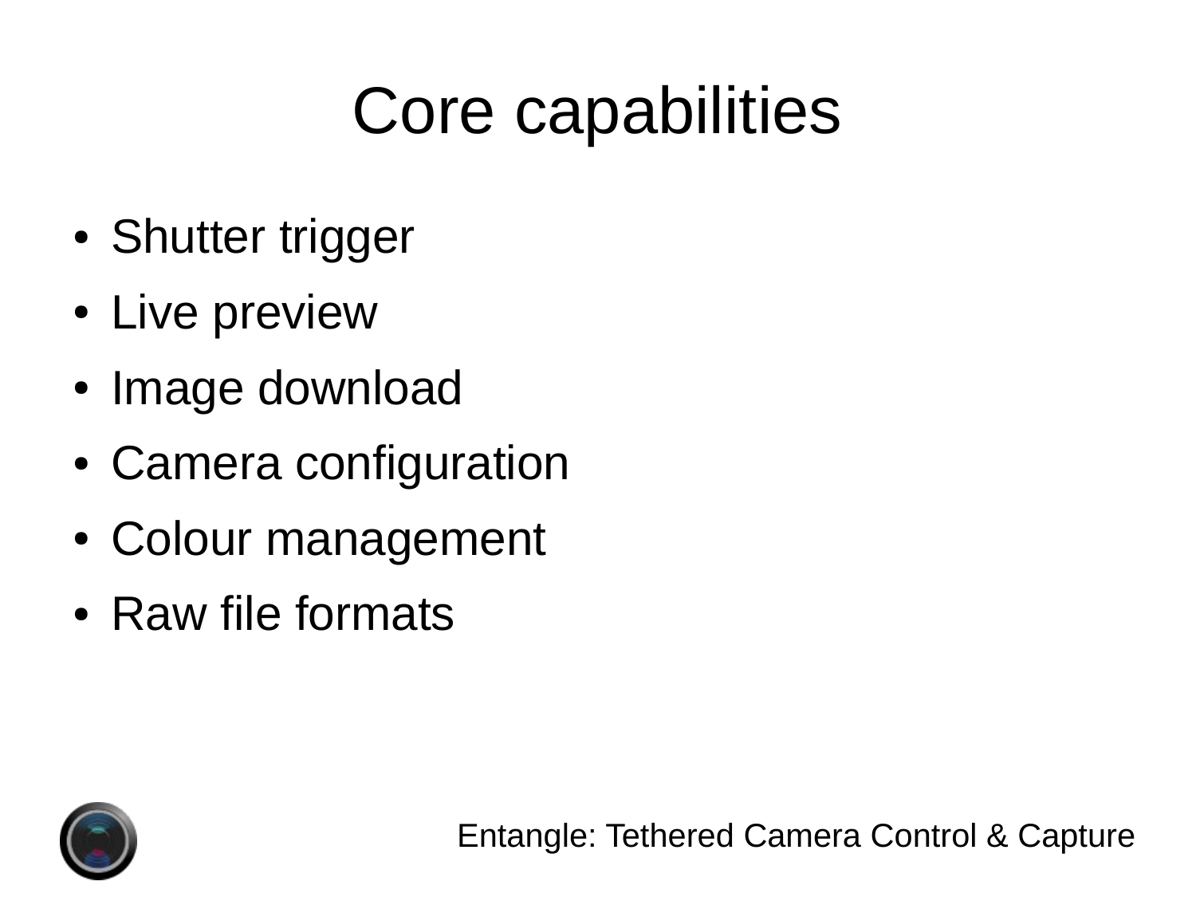# Core capabilities

- Shutter trigger
- Live preview
- Image download
- Camera configuration
- Colour management
- Raw file formats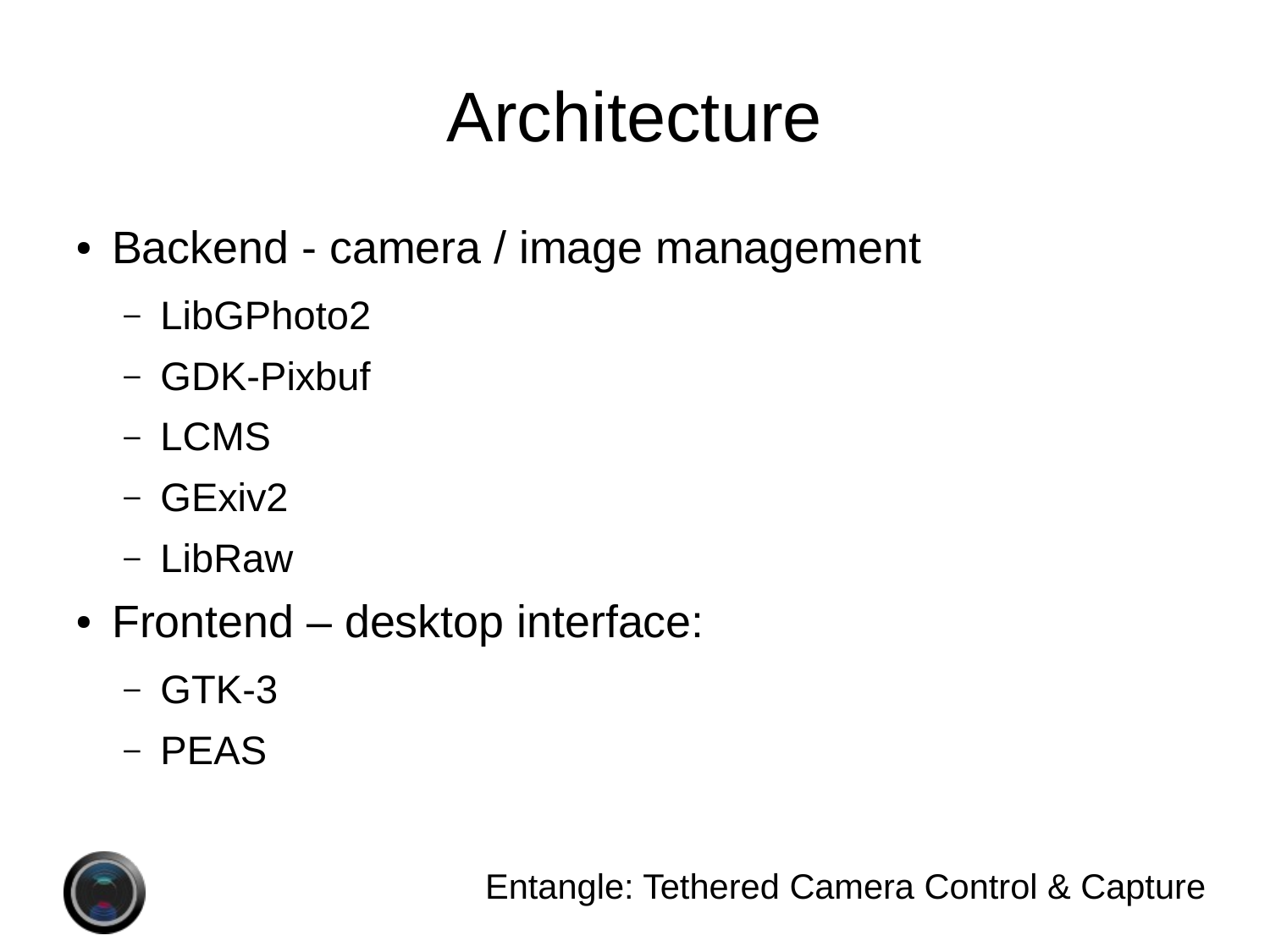# Architecture

- Backend - camera / image management
  - LibGPhoto2
  - GDK-Pixbuf
  - LCMS
  - GExiv2
  - LibRaw
- Frontend – desktop interface:
  - GTK-3
  - PEAS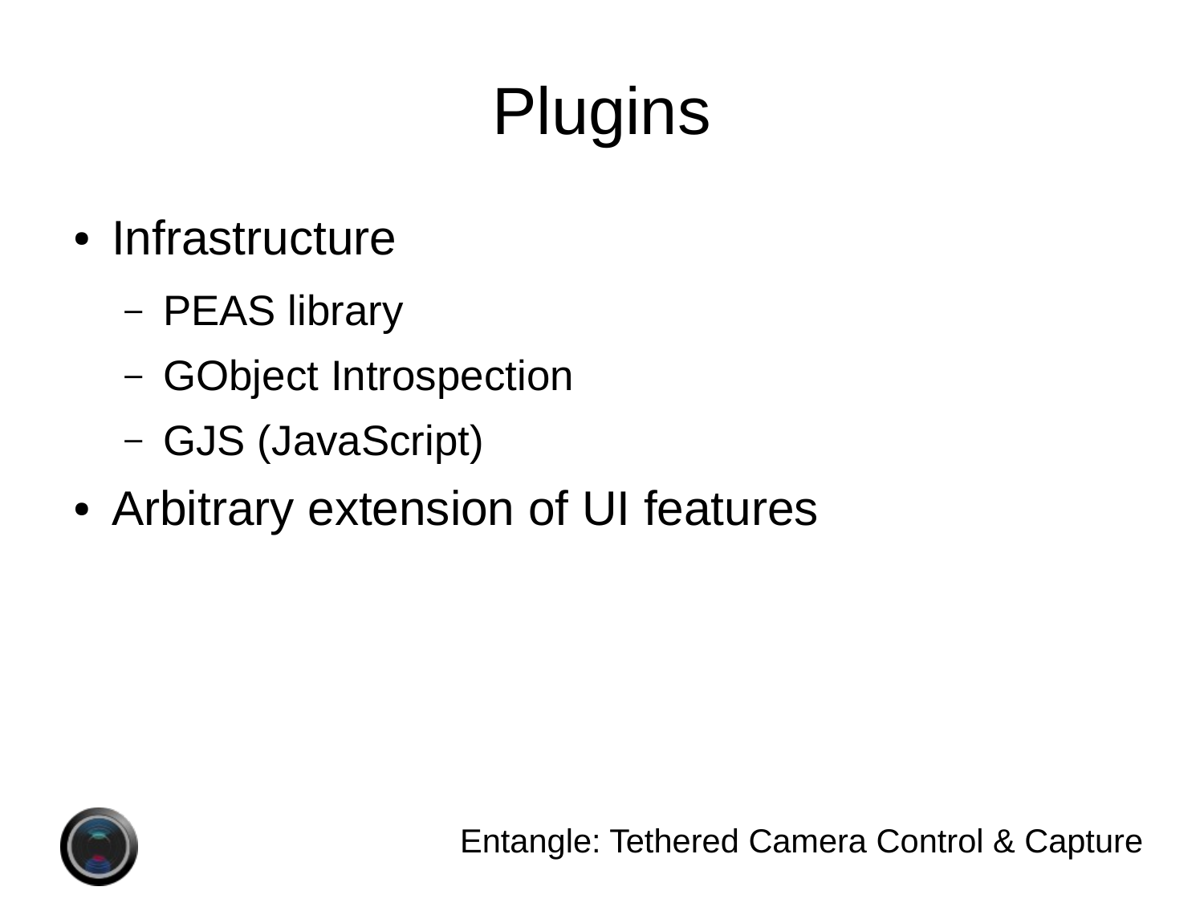# Plugins

- Infrastructure
  - PEAS library
  - GObject Introspection
  - GJS (JavaScript)
- Arbitrary extension of UI features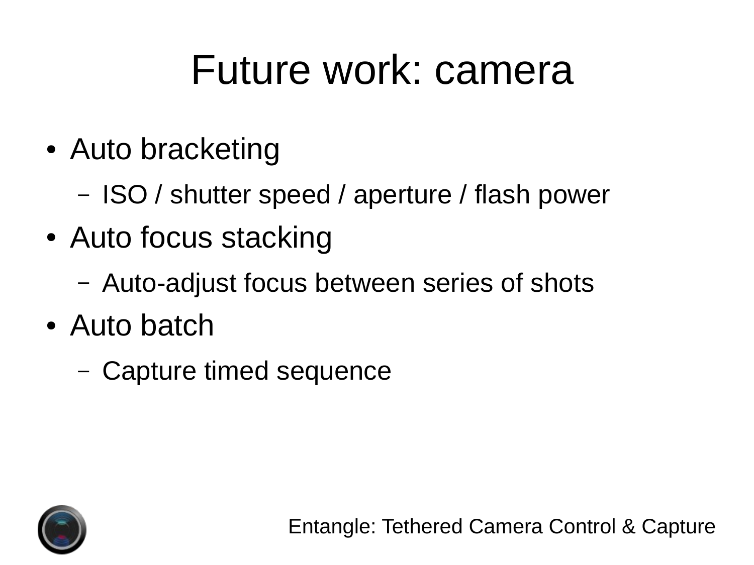# Future work: camera

- Auto bracketing
  - ISO / shutter speed / aperture / flash power
- Auto focus stacking
  - Auto-adjust focus between series of shots
- Auto batch
  - Capture timed sequence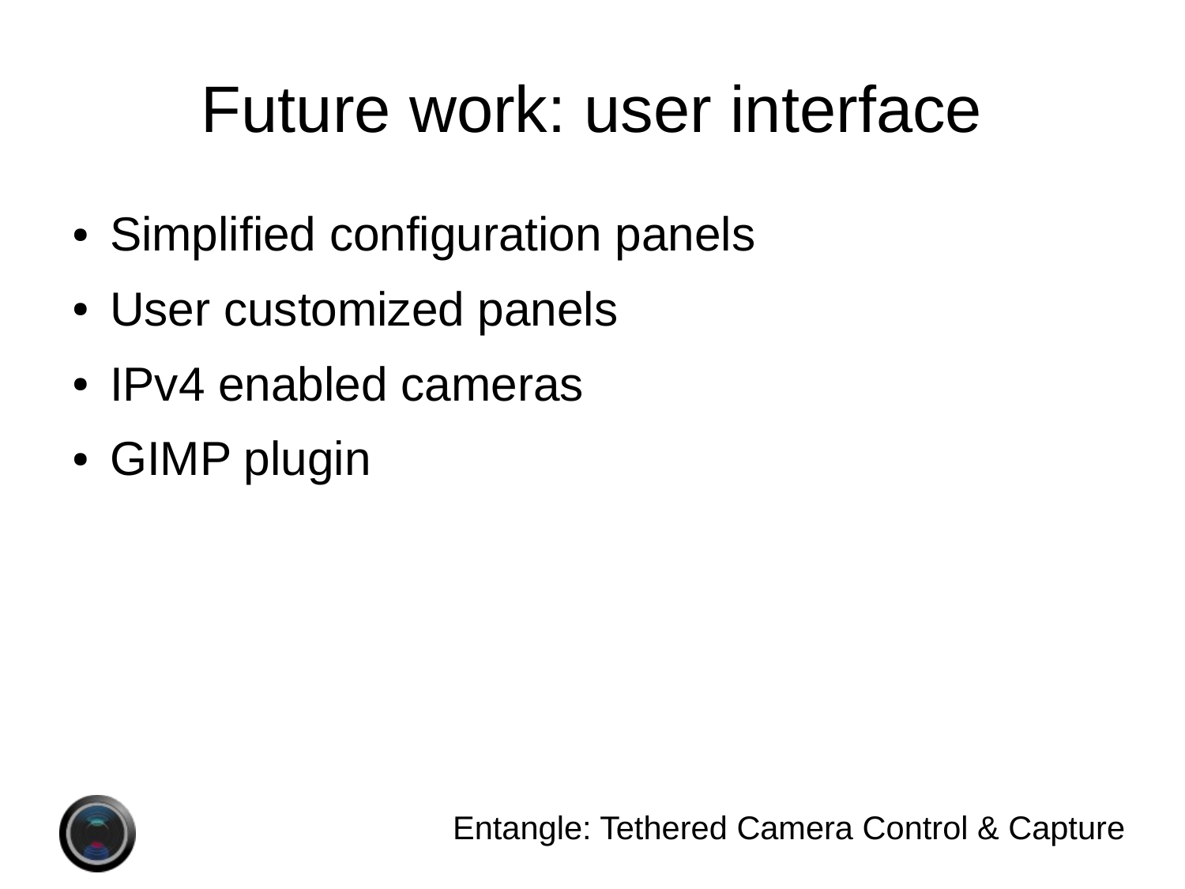# Future work: user interface

- Simplified configuration panels
- User customized panels
- IPv4 enabled cameras
- GIMP plugin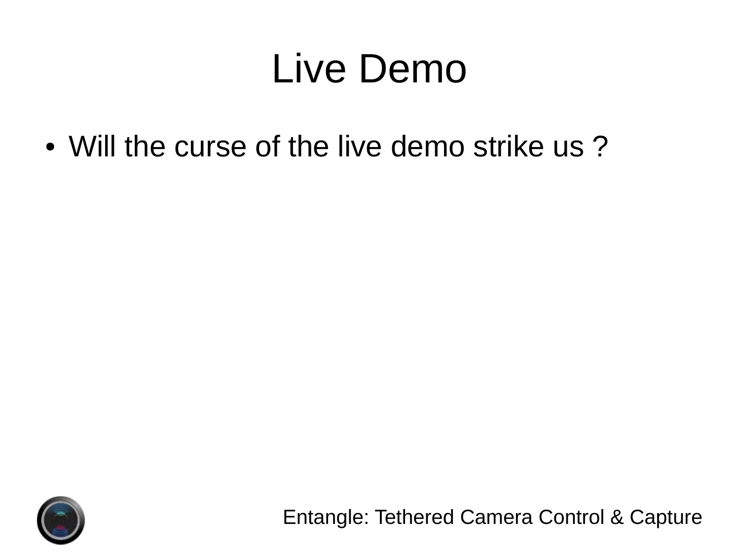# Live Demo

- Will the curse of the live demo strike us ?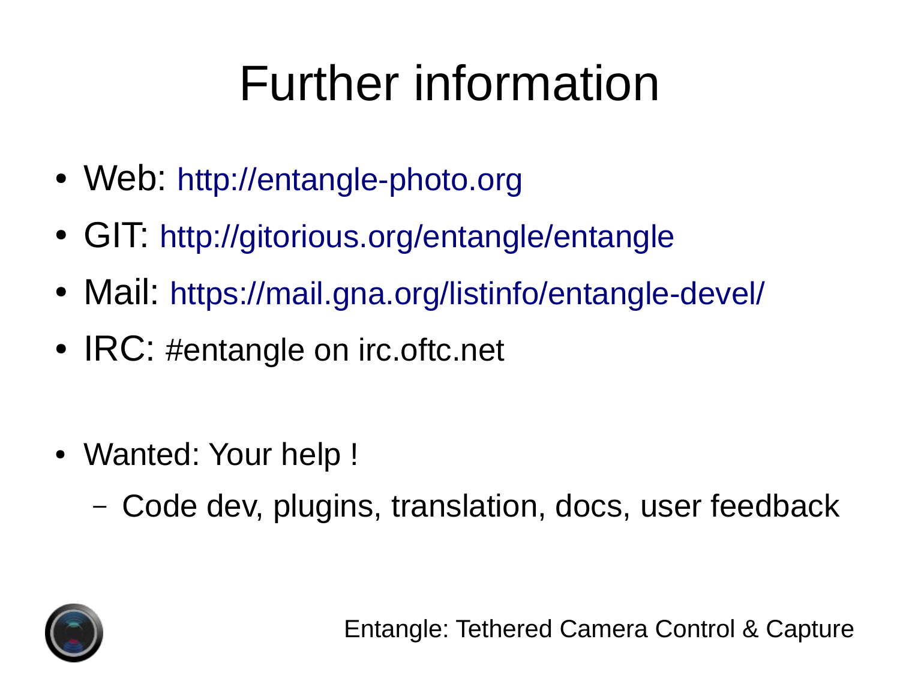# Further information

- Web: http://entangle-photo.org
- GIT: http://gitorious.org/entangle/entangle
- Mail: https://mail.gna.org/listinfo/entangle-devel/
- IRC: #entangle on irc.oftc.net

- Wanted: Your help !
  - Code dev, plugins, translation, docs, user feedback